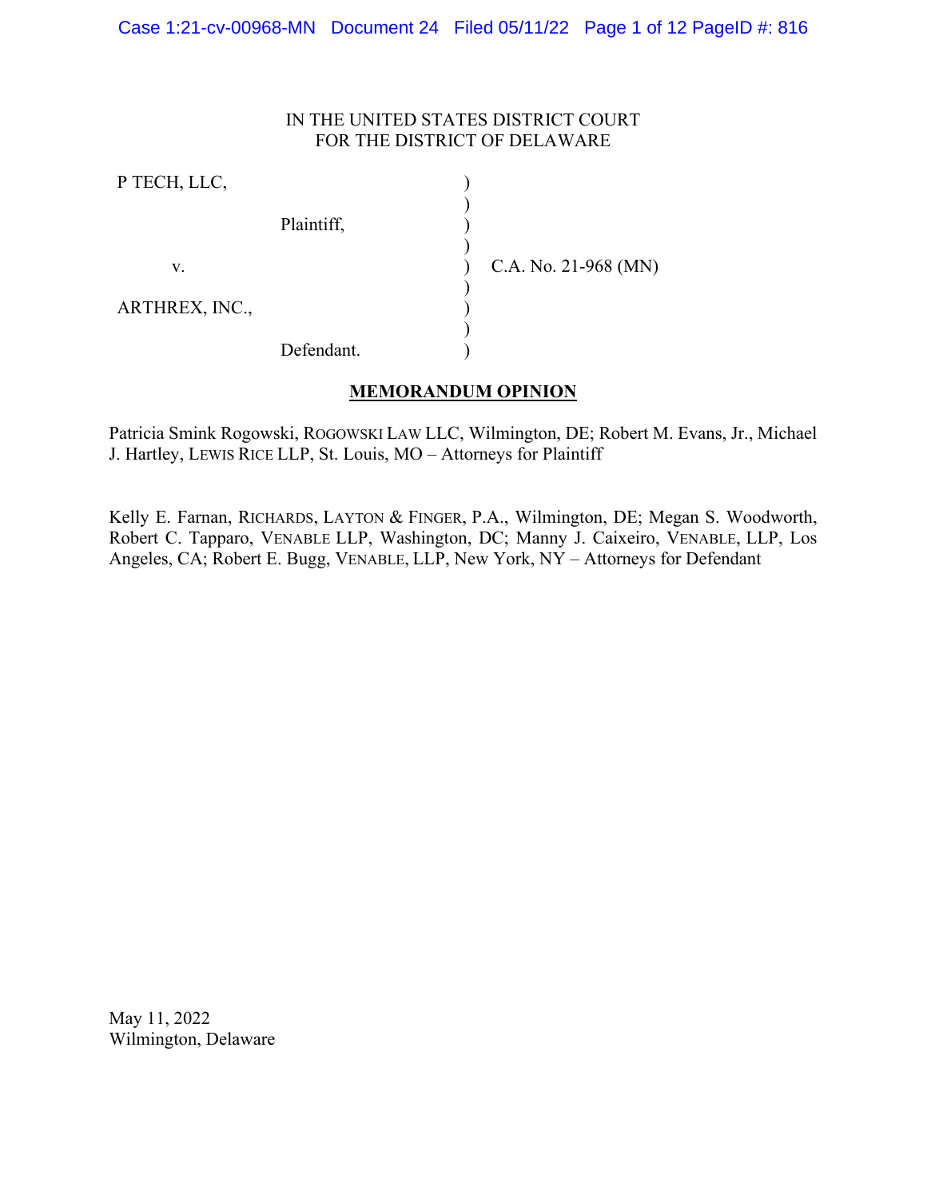IN THE UNITED STATES DISTRICT COURT
FOR THE DISTRICT OF DELAWARE

| | | |
|---|---|---|
| P TECH, LLC, | ) | |
| Plaintiff, | ) | |
| v. | ) | C.A. No. 21-968 (MN) |
| ARTHREX, INC., | ) | |
| Defendant. | ) | |

**MEMORANDUM OPINION**

Patricia Smink Rogowski, ROGOWSKI LAW LLC, Wilmington, DE; Robert M. Evans, Jr., Michael J. Hartley, LEWIS RICE LLP, St. Louis, MO – Attorneys for Plaintiff

Kelly E. Farnan, RICHARDS, LAYTON & FINGER, P.A., Wilmington, DE; Megan S. Woodworth, Robert C. Tapparo, VENABLE LLP, Washington, DC; Manny J. Caixeiro, VENABLE, LLP, Los Angeles, CA; Robert E. Bugg, VENABLE, LLP, New York, NY – Attorneys for Defendant

May 11, 2022
Wilmington, Delaware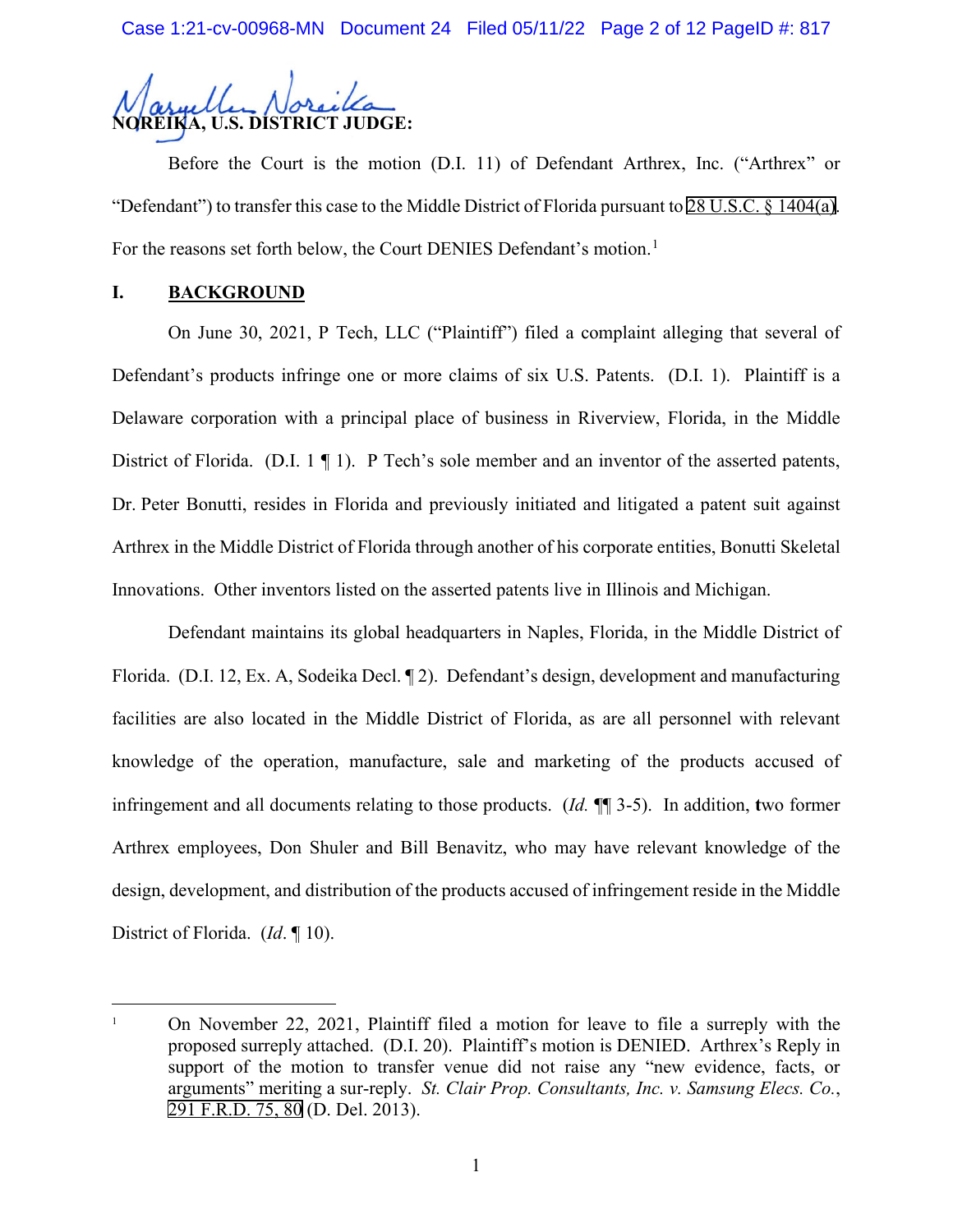NOREIKA, U.S. DISTRICT JUDGE:

Before the Court is the motion (D.I. 11) of Defendant Arthrex, Inc. ("Arthrex" or "Defendant") to transfer this case to the Middle District of Florida pursuant to 28 U.S.C. § 1404(a). For the reasons set forth below, the Court DENIES Defendant's motion.[1]

## I. BACKGROUND

On June 30, 2021, P Tech, LLC ("Plaintiff") filed a complaint alleging that several of Defendant's products infringe one or more claims of six U.S. Patents. (D.I. 1). Plaintiff is a Delaware corporation with a principal place of business in Riverview, Florida, in the Middle District of Florida. (D.I. 1 ¶ 1). P Tech's sole member and an inventor of the asserted patents, Dr. Peter Bonutti, resides in Florida and previously initiated and litigated a patent suit against Arthrex in the Middle District of Florida through another of his corporate entities, Bonutti Skeletal Innovations. Other inventors listed on the asserted patents live in Illinois and Michigan.

Defendant maintains its global headquarters in Naples, Florida, in the Middle District of Florida. (D.I. 12, Ex. A, Sodeika Decl. ¶ 2). Defendant's design, development and manufacturing facilities are also located in the Middle District of Florida, as are all personnel with relevant knowledge of the operation, manufacture, sale and marketing of the products accused of infringement and all documents relating to those products. (*Id.* ¶¶ 3-5). In addition, two former Arthrex employees, Don Shuler and Bill Benavitz, who may have relevant knowledge of the design, development, and distribution of the products accused of infringement reside in the Middle District of Florida. (*Id*. ¶ 10).

---

[1] On November 22, 2021, Plaintiff filed a motion for leave to file a surreply with the proposed surreply attached. (D.I. 20). Plaintiff's motion is DENIED. Arthrex's Reply in support of the motion to transfer venue did not raise any "new evidence, facts, or arguments" meriting a sur-reply. *St. Clair Prop. Consultants, Inc. v. Samsung Elecs. Co.*, 291 F.R.D. 75, 80 (D. Del. 2013).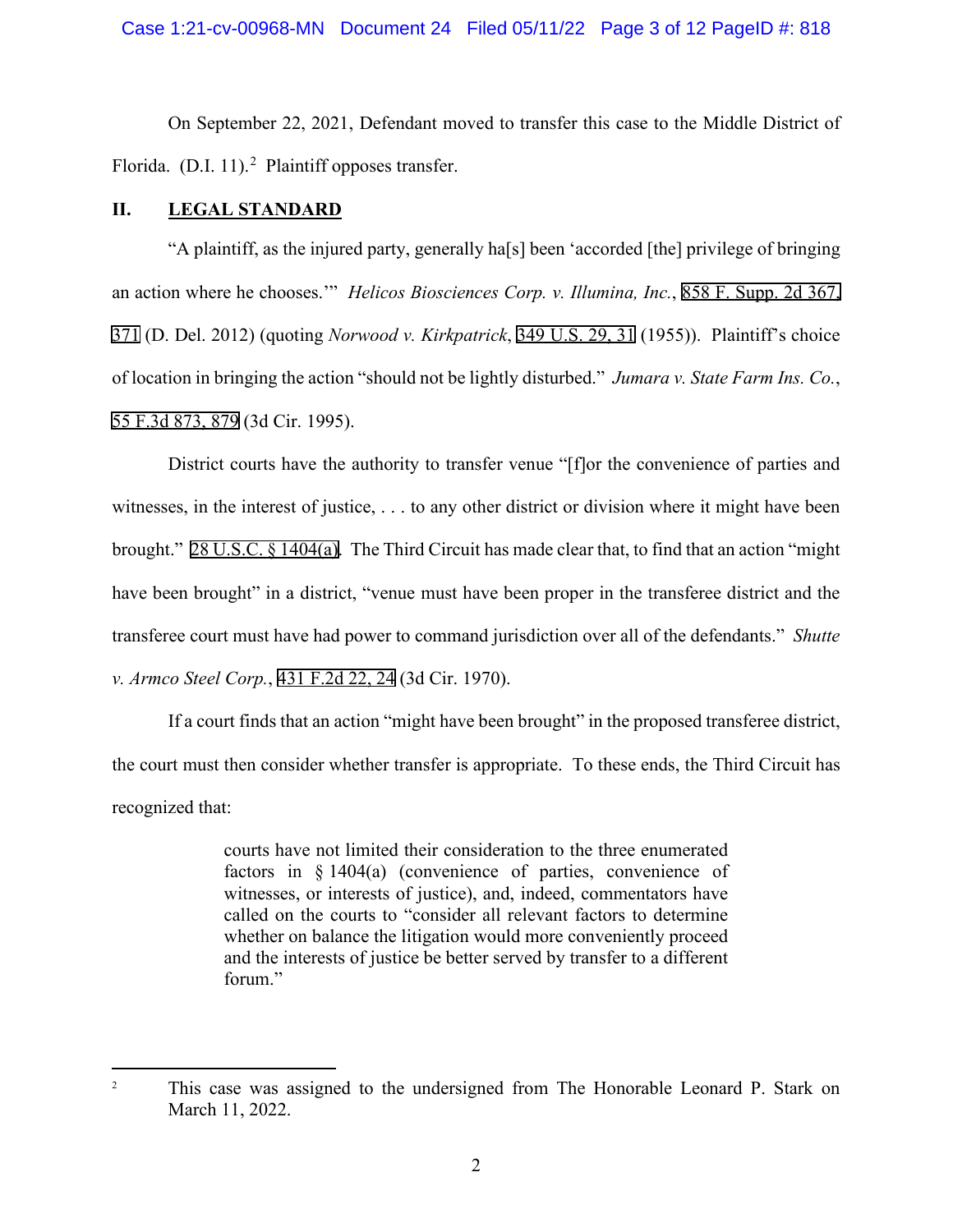On September 22, 2021, Defendant moved to transfer this case to the Middle District of Florida. (D.I. 11).[2] Plaintiff opposes transfer.

## II. LEGAL STANDARD

"A plaintiff, as the injured party, generally ha[s] been 'accorded [the] privilege of bringing an action where he chooses.'" *Helicos Biosciences Corp. v. Illumina, Inc.*, 858 F. Supp. 2d 367, 371 (D. Del. 2012) (quoting *Norwood v. Kirkpatrick*, 349 U.S. 29, 31 (1955)). Plaintiff's choice of location in bringing the action "should not be lightly disturbed." *Jumara v. State Farm Ins. Co.*, 55 F.3d 873, 879 (3d Cir. 1995).

District courts have the authority to transfer venue "[f]or the convenience of parties and witnesses, in the interest of justice, . . . to any other district or division where it might have been brought." 28 U.S.C. § 1404(a). The Third Circuit has made clear that, to find that an action "might have been brought" in a district, "venue must have been proper in the transferee district and the transferee court must have had power to command jurisdiction over all of the defendants." *Shutte v. Armco Steel Corp.*, 431 F.2d 22, 24 (3d Cir. 1970).

If a court finds that an action "might have been brought" in the proposed transferee district, the court must then consider whether transfer is appropriate. To these ends, the Third Circuit has recognized that:

> courts have not limited their consideration to the three enumerated factors in § 1404(a) (convenience of parties, convenience of witnesses, or interests of justice), and, indeed, commentators have called on the courts to "consider all relevant factors to determine whether on balance the litigation would more conveniently proceed and the interests of justice be better served by transfer to a different forum."

---

[2] This case was assigned to the undersigned from The Honorable Leonard P. Stark on March 11, 2022.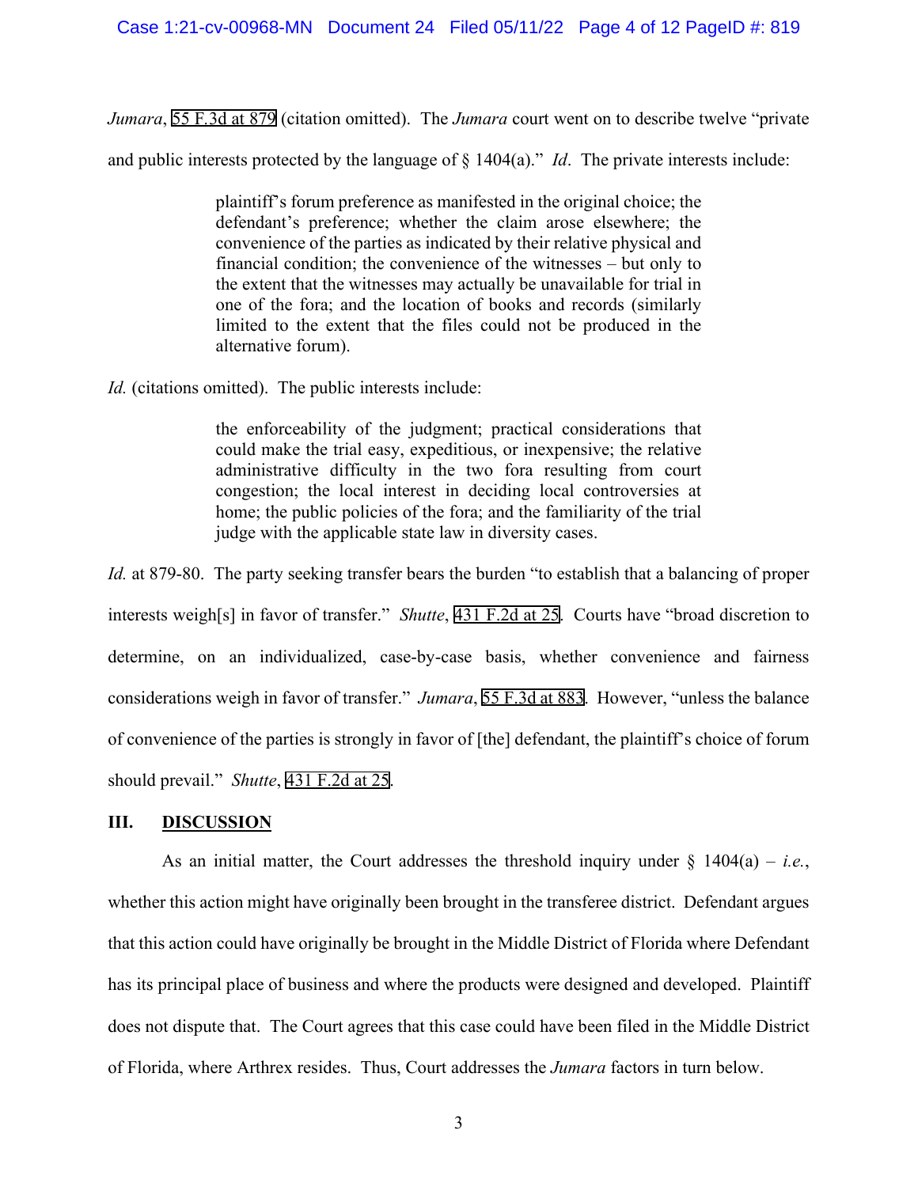*Jumara*, 55 F.3d at 879 (citation omitted). The *Jumara* court went on to describe twelve "private and public interests protected by the language of § 1404(a)." *Id*. The private interests include:

> plaintiff's forum preference as manifested in the original choice; the defendant's preference; whether the claim arose elsewhere; the convenience of the parties as indicated by their relative physical and financial condition; the convenience of the witnesses – but only to the extent that the witnesses may actually be unavailable for trial in one of the fora; and the location of books and records (similarly limited to the extent that the files could not be produced in the alternative forum).

*Id.* (citations omitted). The public interests include:

> the enforceability of the judgment; practical considerations that could make the trial easy, expeditious, or inexpensive; the relative administrative difficulty in the two fora resulting from court congestion; the local interest in deciding local controversies at home; the public policies of the fora; and the familiarity of the trial judge with the applicable state law in diversity cases.

*Id.* at 879-80. The party seeking transfer bears the burden "to establish that a balancing of proper interests weigh[s] in favor of transfer." *Shutte*, 431 F.2d at 25. Courts have "broad discretion to determine, on an individualized, case-by-case basis, whether convenience and fairness considerations weigh in favor of transfer." *Jumara*, 55 F.3d at 883. However, "unless the balance of convenience of the parties is strongly in favor of [the] defendant, the plaintiff's choice of forum should prevail." *Shutte*, 431 F.2d at 25.

## III. DISCUSSION

As an initial matter, the Court addresses the threshold inquiry under § 1404(a) – *i.e.*, whether this action might have originally been brought in the transferee district. Defendant argues that this action could have originally be brought in the Middle District of Florida where Defendant has its principal place of business and where the products were designed and developed. Plaintiff does not dispute that. The Court agrees that this case could have been filed in the Middle District of Florida, where Arthrex resides. Thus, Court addresses the *Jumara* factors in turn below.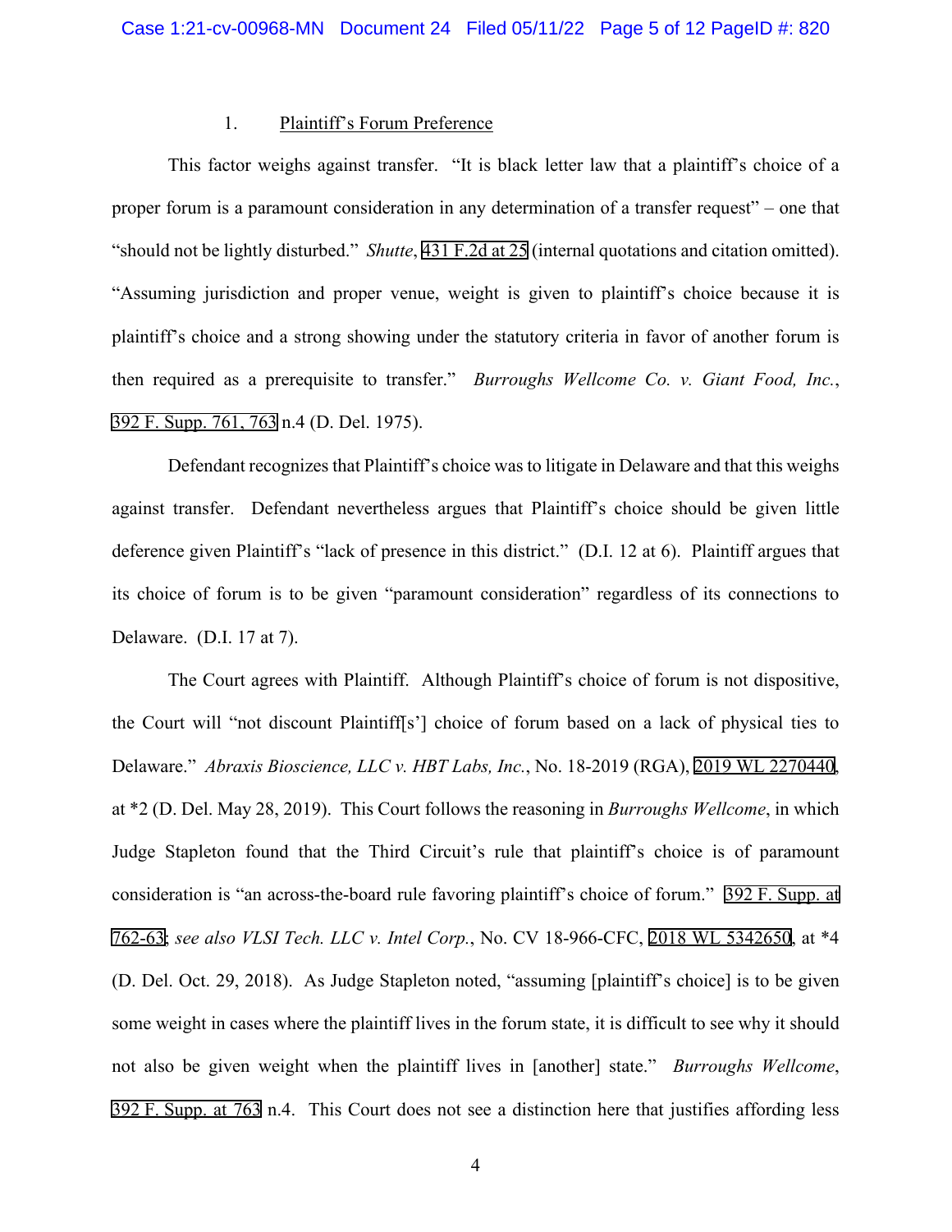1. Plaintiff's Forum Preference

This factor weighs against transfer. "It is black letter law that a plaintiff's choice of a proper forum is a paramount consideration in any determination of a transfer request" – one that "should not be lightly disturbed." *Shutte*, 431 F.2d at 25 (internal quotations and citation omitted). "Assuming jurisdiction and proper venue, weight is given to plaintiff's choice because it is plaintiff's choice and a strong showing under the statutory criteria in favor of another forum is then required as a prerequisite to transfer." *Burroughs Wellcome Co. v. Giant Food, Inc.*, 392 F. Supp. 761, 763 n.4 (D. Del. 1975).

Defendant recognizes that Plaintiff's choice was to litigate in Delaware and that this weighs against transfer. Defendant nevertheless argues that Plaintiff's choice should be given little deference given Plaintiff's "lack of presence in this district." (D.I. 12 at 6). Plaintiff argues that its choice of forum is to be given "paramount consideration" regardless of its connections to Delaware. (D.I. 17 at 7).

The Court agrees with Plaintiff. Although Plaintiff's choice of forum is not dispositive, the Court will "not discount Plaintiff[s'] choice of forum based on a lack of physical ties to Delaware." *Abraxis Bioscience, LLC v. HBT Labs, Inc.*, No. 18-2019 (RGA), 2019 WL 2270440, at *2 (D. Del. May 28, 2019). This Court follows the reasoning in *Burroughs Wellcome*, in which Judge Stapleton found that the Third Circuit's rule that plaintiff's choice is of paramount consideration is "an across-the-board rule favoring plaintiff's choice of forum." 392 F. Supp. at 762-63; *see also VLSI Tech. LLC v. Intel Corp.*, No. CV 18-966-CFC, 2018 WL 5342650, at *4 (D. Del. Oct. 29, 2018). As Judge Stapleton noted, "assuming [plaintiff's choice] is to be given some weight in cases where the plaintiff lives in the forum state, it is difficult to see why it should not also be given weight when the plaintiff lives in [another] state." *Burroughs Wellcome*, 392 F. Supp. at 763 n.4. This Court does not see a distinction here that justifies affording less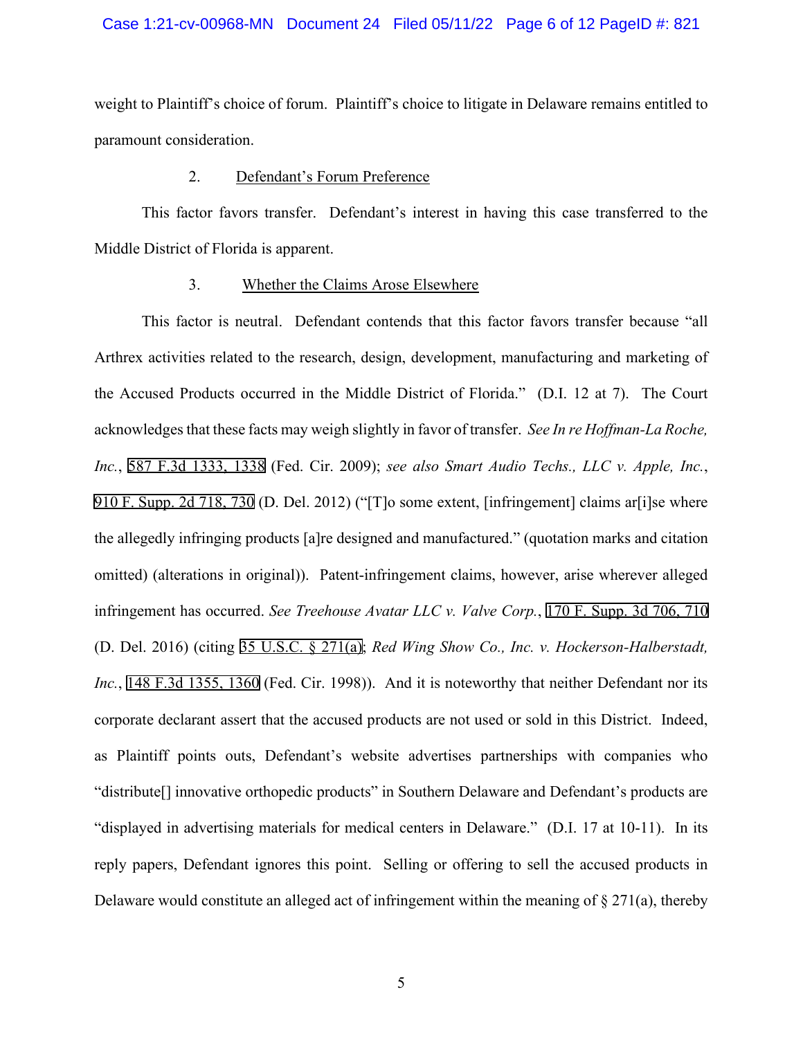weight to Plaintiff's choice of forum. Plaintiff's choice to litigate in Delaware remains entitled to paramount consideration.

2. <u>Defendant's Forum Preference</u>

This factor favors transfer. Defendant's interest in having this case transferred to the Middle District of Florida is apparent.

3. <u>Whether the Claims Arose Elsewhere</u>

This factor is neutral. Defendant contends that this factor favors transfer because "all Arthrex activities related to the research, design, development, manufacturing and marketing of the Accused Products occurred in the Middle District of Florida." (D.I. 12 at 7). The Court acknowledges that these facts may weigh slightly in favor of transfer. *See In re Hoffman-La Roche, Inc.*, 587 F.3d 1333, 1338 (Fed. Cir. 2009); *see also Smart Audio Techs., LLC v. Apple, Inc.*, 910 F. Supp. 2d 718, 730 (D. Del. 2012) ("[T]o some extent, [infringement] claims ar[i]se where the allegedly infringing products [a]re designed and manufactured." (quotation marks and citation omitted) (alterations in original)). Patent-infringement claims, however, arise wherever alleged infringement has occurred. *See Treehouse Avatar LLC v. Valve Corp.*, 170 F. Supp. 3d 706, 710 (D. Del. 2016) (citing 35 U.S.C. § 271(a); *Red Wing Show Co., Inc. v. Hockerson-Halberstadt, Inc.*, 148 F.3d 1355, 1360 (Fed. Cir. 1998)). And it is noteworthy that neither Defendant nor its corporate declarant assert that the accused products are not used or sold in this District. Indeed, as Plaintiff points outs, Defendant's website advertises partnerships with companies who "distribute[] innovative orthopedic products" in Southern Delaware and Defendant's products are "displayed in advertising materials for medical centers in Delaware." (D.I. 17 at 10-11). In its reply papers, Defendant ignores this point. Selling or offering to sell the accused products in Delaware would constitute an alleged act of infringement within the meaning of § 271(a), thereby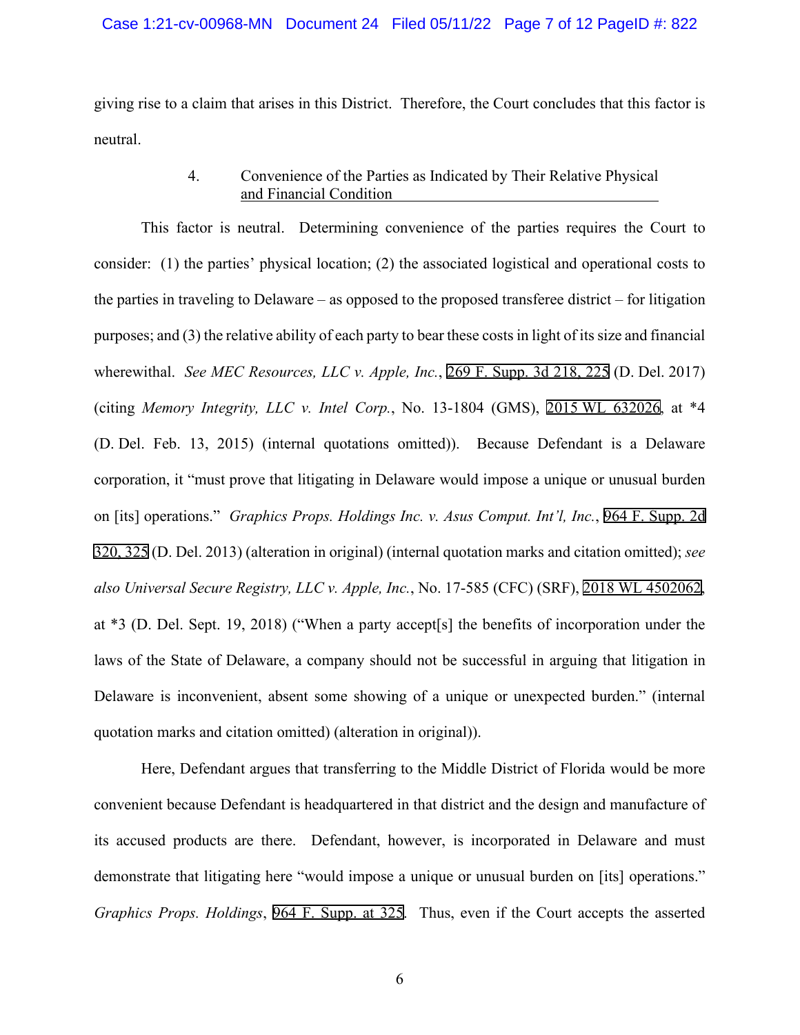giving rise to a claim that arises in this District. Therefore, the Court concludes that this factor is neutral.

#### 4. Convenience of the Parties as Indicated by Their Relative Physical and Financial Condition

This factor is neutral. Determining convenience of the parties requires the Court to consider: (1) the parties' physical location; (2) the associated logistical and operational costs to the parties in traveling to Delaware – as opposed to the proposed transferee district – for litigation purposes; and (3) the relative ability of each party to bear these costs in light of its size and financial wherewithal. *See MEC Resources, LLC v. Apple, Inc.*, 269 F. Supp. 3d 218, 225 (D. Del. 2017) (citing *Memory Integrity, LLC v. Intel Corp.*, No. 13-1804 (GMS), 2015 WL 632026, at *4 (D. Del. Feb. 13, 2015) (internal quotations omitted)). Because Defendant is a Delaware corporation, it "must prove that litigating in Delaware would impose a unique or unusual burden on [its] operations." *Graphics Props. Holdings Inc. v. Asus Comput. Int'l, Inc.*, 964 F. Supp. 2d 320, 325 (D. Del. 2013) (alteration in original) (internal quotation marks and citation omitted); *see also Universal Secure Registry, LLC v. Apple, Inc.*, No. 17-585 (CFC) (SRF), 2018 WL 4502062, at *3 (D. Del. Sept. 19, 2018) ("When a party accept[s] the benefits of incorporation under the laws of the State of Delaware, a company should not be successful in arguing that litigation in Delaware is inconvenient, absent some showing of a unique or unexpected burden." (internal quotation marks and citation omitted) (alteration in original)).

Here, Defendant argues that transferring to the Middle District of Florida would be more convenient because Defendant is headquartered in that district and the design and manufacture of its accused products are there. Defendant, however, is incorporated in Delaware and must demonstrate that litigating here "would impose a unique or unusual burden on [its] operations." *Graphics Props. Holdings*, 964 F. Supp. at 325. Thus, even if the Court accepts the asserted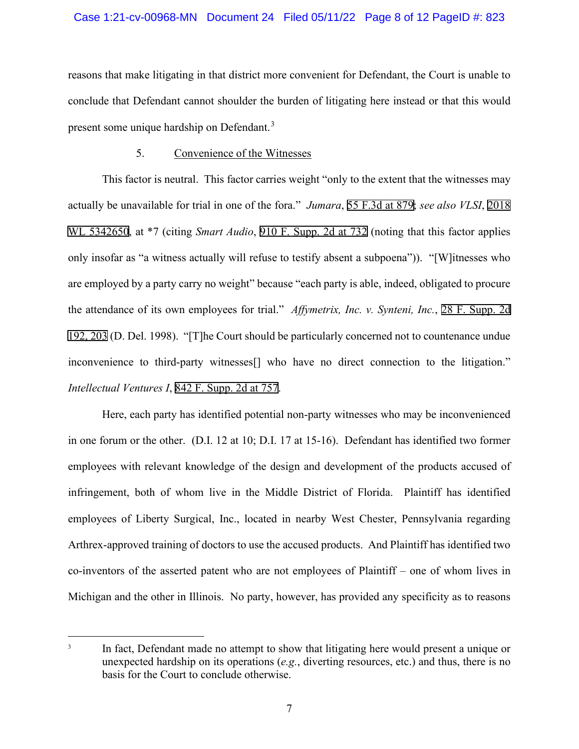reasons that make litigating in that district more convenient for Defendant, the Court is unable to conclude that Defendant cannot shoulder the burden of litigating here instead or that this would present some unique hardship on Defendant.[3]

5. Convenience of the Witnesses

This factor is neutral. This factor carries weight "only to the extent that the witnesses may actually be unavailable for trial in one of the fora." *Jumara*, 55 F.3d at 879; *see also VLSI*, 2018 WL 5342650, at *7 (citing *Smart Audio*, 910 F. Supp. 2d at 732 (noting that this factor applies only insofar as "a witness actually will refuse to testify absent a subpoena")). "[W]itnesses who are employed by a party carry no weight" because "each party is able, indeed, obligated to procure the attendance of its own employees for trial." *Affymetrix, Inc. v. Synteni, Inc.*, 28 F. Supp. 2d 192, 203 (D. Del. 1998). "[T]he Court should be particularly concerned not to countenance undue inconvenience to third-party witnesses[] who have no direct connection to the litigation." *Intellectual Ventures I*, 842 F. Supp. 2d at 757.

Here, each party has identified potential non-party witnesses who may be inconvenienced in one forum or the other. (D.I. 12 at 10; D.I. 17 at 15-16). Defendant has identified two former employees with relevant knowledge of the design and development of the products accused of infringement, both of whom live in the Middle District of Florida. Plaintiff has identified employees of Liberty Surgical, Inc., located in nearby West Chester, Pennsylvania regarding Arthrex-approved training of doctors to use the accused products. And Plaintiff has identified two co-inventors of the asserted patent who are not employees of Plaintiff – one of whom lives in Michigan and the other in Illinois. No party, however, has provided any specificity as to reasons

[3] In fact, Defendant made no attempt to show that litigating here would present a unique or unexpected hardship on its operations (*e.g.*, diverting resources, etc.) and thus, there is no basis for the Court to conclude otherwise.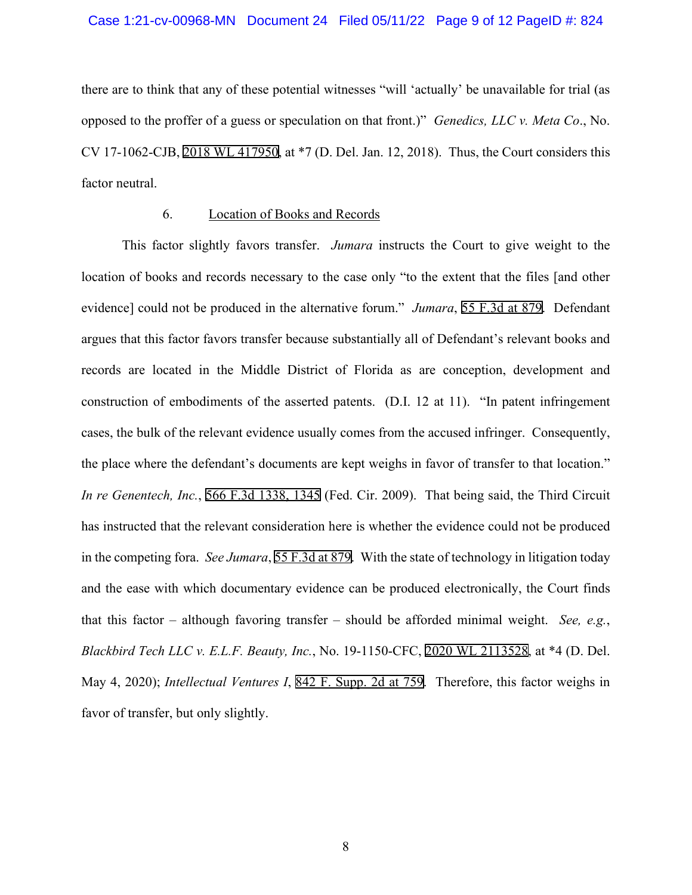there are to think that any of these potential witnesses "will 'actually' be unavailable for trial (as opposed to the proffer of a guess or speculation on that front.)" *Genedics, LLC v. Meta Co*., No. CV 17-1062-CJB, 2018 WL 417950, at *7 (D. Del. Jan. 12, 2018). Thus, the Court considers this factor neutral.

### 6. Location of Books and Records

This factor slightly favors transfer. *Jumara* instructs the Court to give weight to the location of books and records necessary to the case only "to the extent that the files [and other evidence] could not be produced in the alternative forum." *Jumara*, 55 F.3d at 879. Defendant argues that this factor favors transfer because substantially all of Defendant's relevant books and records are located in the Middle District of Florida as are conception, development and construction of embodiments of the asserted patents. (D.I. 12 at 11). "In patent infringement cases, the bulk of the relevant evidence usually comes from the accused infringer. Consequently, the place where the defendant's documents are kept weighs in favor of transfer to that location." *In re Genentech, Inc.*, 566 F.3d 1338, 1345 (Fed. Cir. 2009). That being said, the Third Circuit has instructed that the relevant consideration here is whether the evidence could not be produced in the competing fora. *See Jumara*, 55 F.3d at 879. With the state of technology in litigation today and the ease with which documentary evidence can be produced electronically, the Court finds that this factor – although favoring transfer – should be afforded minimal weight. *See, e.g.*, *Blackbird Tech LLC v. E.L.F. Beauty, Inc.*, No. 19-1150-CFC, 2020 WL 2113528, at *4 (D. Del. May 4, 2020); *Intellectual Ventures I*, 842 F. Supp. 2d at 759. Therefore, this factor weighs in favor of transfer, but only slightly.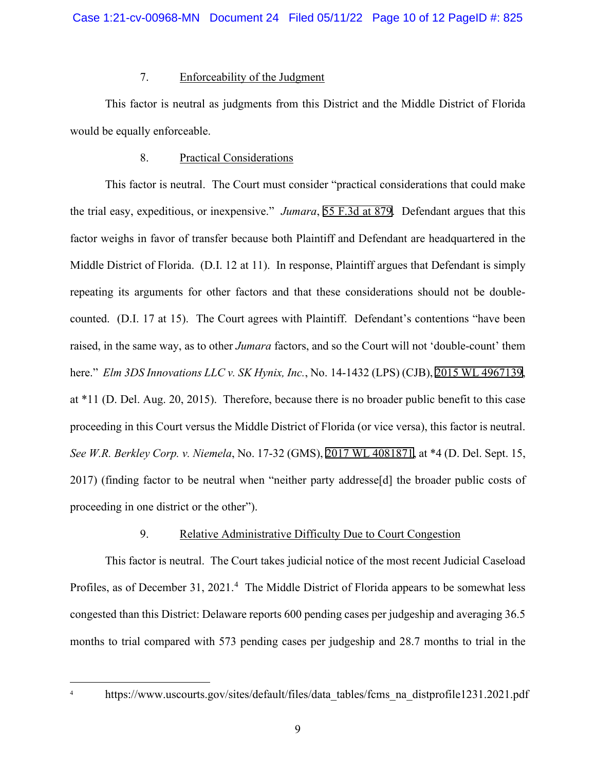7. Enforceability of the Judgment

This factor is neutral as judgments from this District and the Middle District of Florida would be equally enforceable.

8. Practical Considerations

This factor is neutral. The Court must consider "practical considerations that could make the trial easy, expeditious, or inexpensive." *Jumara*, 55 F.3d at 879. Defendant argues that this factor weighs in favor of transfer because both Plaintiff and Defendant are headquartered in the Middle District of Florida. (D.I. 12 at 11). In response, Plaintiff argues that Defendant is simply repeating its arguments for other factors and that these considerations should not be double-counted. (D.I. 17 at 15). The Court agrees with Plaintiff. Defendant's contentions "have been raised, in the same way, as to other *Jumara* factors, and so the Court will not 'double-count' them here." *Elm 3DS Innovations LLC v. SK Hynix, Inc.*, No. 14-1432 (LPS) (CJB), 2015 WL 4967139, at *11 (D. Del. Aug. 20, 2015). Therefore, because there is no broader public benefit to this case proceeding in this Court versus the Middle District of Florida (or vice versa), this factor is neutral. *See W.R. Berkley Corp. v. Niemela*, No. 17-32 (GMS), 2017 WL 4081871, at *4 (D. Del. Sept. 15, 2017) (finding factor to be neutral when "neither party addresse[d] the broader public costs of proceeding in one district or the other").

9. Relative Administrative Difficulty Due to Court Congestion

This factor is neutral. The Court takes judicial notice of the most recent Judicial Caseload Profiles, as of December 31, 2021.[4] The Middle District of Florida appears to be somewhat less congested than this District: Delaware reports 600 pending cases per judgeship and averaging 36.5 months to trial compared with 573 pending cases per judgeship and 28.7 months to trial in the

[4] https://www.uscourts.gov/sites/default/files/data_tables/fcms_na_distprofile1231.2021.pdf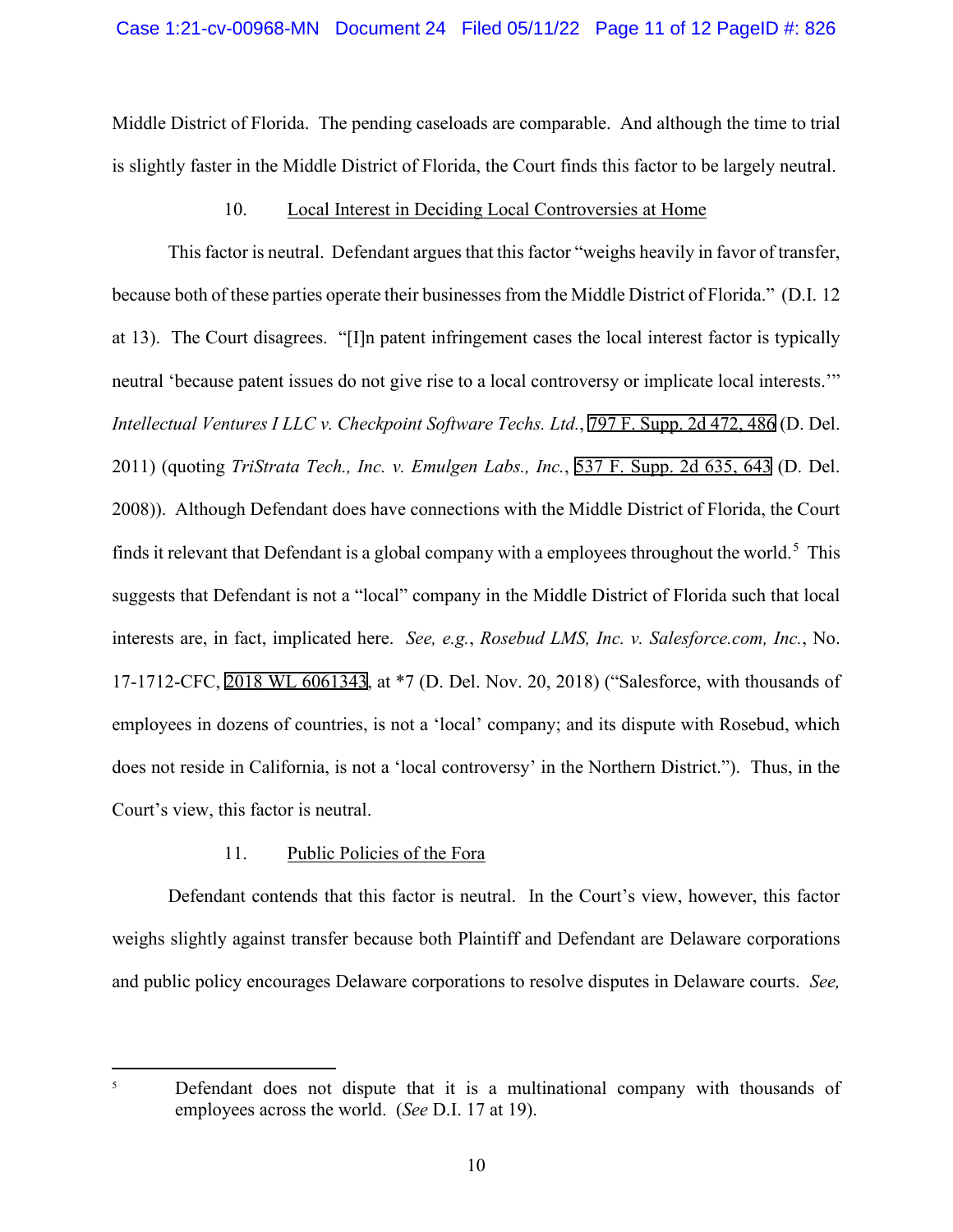Middle District of Florida. The pending caseloads are comparable. And although the time to trial is slightly faster in the Middle District of Florida, the Court finds this factor to be largely neutral.

10. Local Interest in Deciding Local Controversies at Home

This factor is neutral. Defendant argues that this factor "weighs heavily in favor of transfer, because both of these parties operate their businesses from the Middle District of Florida." (D.I. 12 at 13). The Court disagrees. "[I]n patent infringement cases the local interest factor is typically neutral 'because patent issues do not give rise to a local controversy or implicate local interests.'" *Intellectual Ventures I LLC v. Checkpoint Software Techs. Ltd.*, 797 F. Supp. 2d 472, 486 (D. Del. 2011) (quoting *TriStrata Tech., Inc. v. Emulgen Labs., Inc.*, 537 F. Supp. 2d 635, 643 (D. Del. 2008)). Although Defendant does have connections with the Middle District of Florida, the Court finds it relevant that Defendant is a global company with a employees throughout the world.[5] This suggests that Defendant is not a "local" company in the Middle District of Florida such that local interests are, in fact, implicated here. *See, e.g.*, *Rosebud LMS, Inc. v. Salesforce.com, Inc.*, No. 17-1712-CFC, 2018 WL 6061343, at *7 (D. Del. Nov. 20, 2018) ("Salesforce, with thousands of employees in dozens of countries, is not a 'local' company; and its dispute with Rosebud, which does not reside in California, is not a 'local controversy' in the Northern District."). Thus, in the Court's view, this factor is neutral.

11. Public Policies of the Fora

Defendant contends that this factor is neutral. In the Court's view, however, this factor weighs slightly against transfer because both Plaintiff and Defendant are Delaware corporations and public policy encourages Delaware corporations to resolve disputes in Delaware courts. *See,*

---

[5] Defendant does not dispute that it is a multinational company with thousands of employees across the world. (*See* D.I. 17 at 19).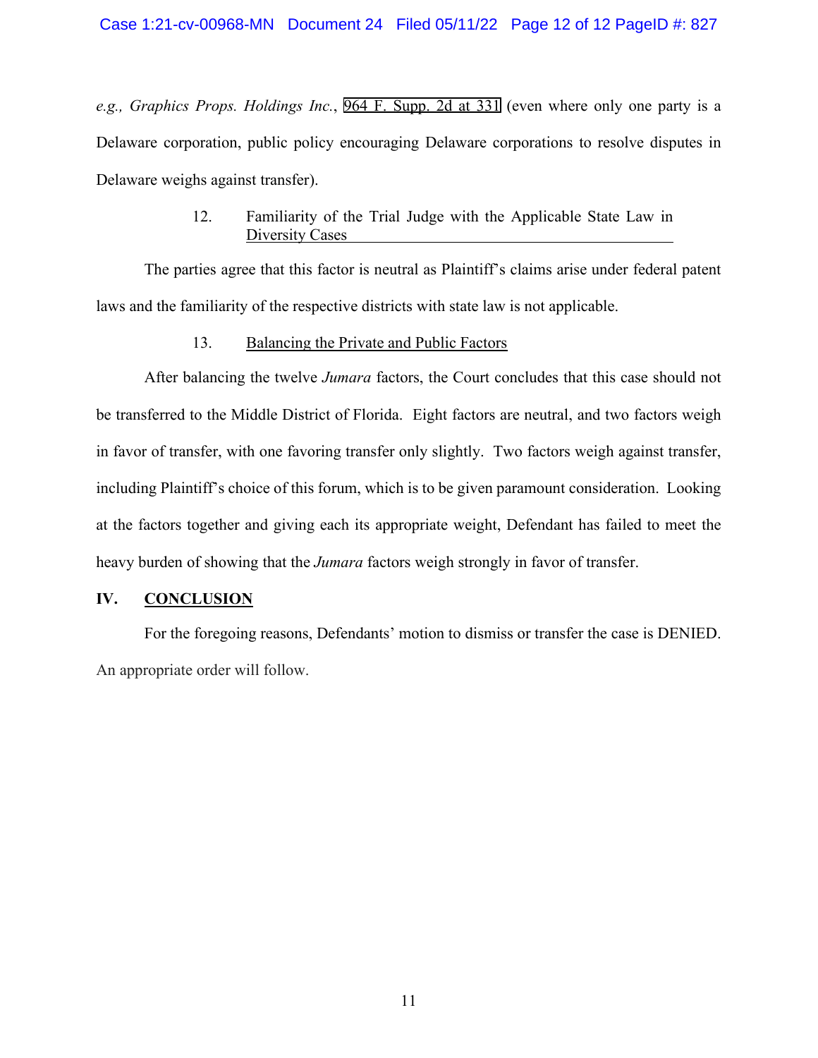*e.g., Graphics Props. Holdings Inc.*, 964 F. Supp. 2d at 331 (even where only one party is a Delaware corporation, public policy encouraging Delaware corporations to resolve disputes in Delaware weighs against transfer).

12. Familiarity of the Trial Judge with the Applicable State Law in Diversity Cases

The parties agree that this factor is neutral as Plaintiff's claims arise under federal patent laws and the familiarity of the respective districts with state law is not applicable.

13. Balancing the Private and Public Factors

After balancing the twelve *Jumara* factors, the Court concludes that this case should not be transferred to the Middle District of Florida. Eight factors are neutral, and two factors weigh in favor of transfer, with one favoring transfer only slightly. Two factors weigh against transfer, including Plaintiff's choice of this forum, which is to be given paramount consideration. Looking at the factors together and giving each its appropriate weight, Defendant has failed to meet the heavy burden of showing that the *Jumara* factors weigh strongly in favor of transfer.

## IV. CONCLUSION

For the foregoing reasons, Defendants' motion to dismiss or transfer the case is DENIED. An appropriate order will follow.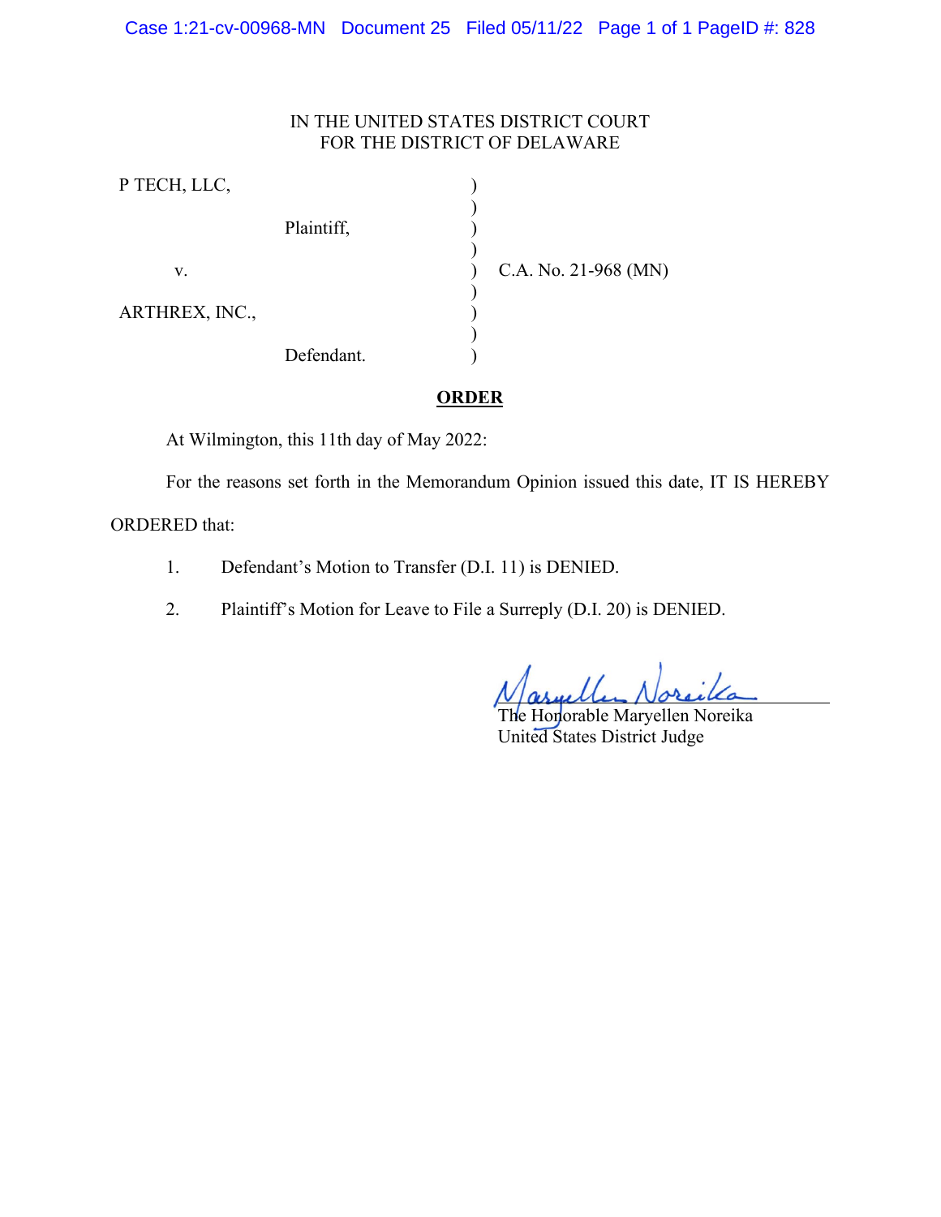IN THE UNITED STATES DISTRICT COURT
FOR THE DISTRICT OF DELAWARE

| | | |
|---|---|---|
| P TECH, LLC, | ) | |
| | ) | |
| Plaintiff, | ) | |
| | ) | |
| v. | ) | C.A. No. 21-968 (MN) |
| | ) | |
| ARTHREX, INC., | ) | |
| | ) | |
| Defendant. | ) | |

**ORDER**

At Wilmington, this 11th day of May 2022:

For the reasons set forth in the Memorandum Opinion issued this date, IT IS HEREBY ORDERED that:

1. Defendant's Motion to Transfer (D.I. 11) is DENIED.

2. Plaintiff's Motion for Leave to File a Surreply (D.I. 20) is DENIED.

The Honorable Maryellen Noreika
United States District Judge